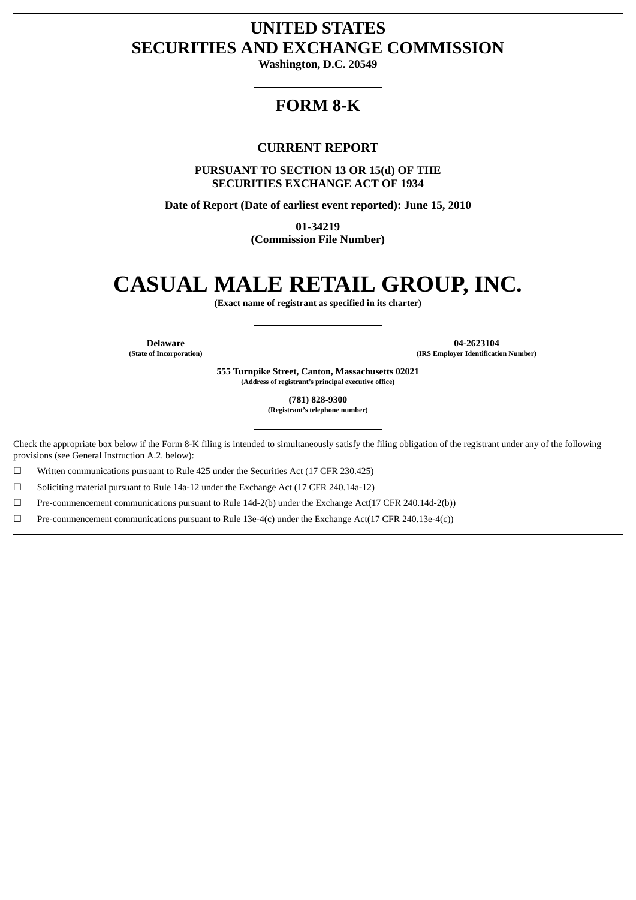# UNITED STATES
# SECURITIES AND EXCHANGE COMMISSION

**Washington, D.C. 20549**

## FORM 8-K

### CURRENT REPORT

**PURSUANT TO SECTION 13 OR 15(d) OF THE SECURITIES EXCHANGE ACT OF 1934**

**Date of Report (Date of earliest event reported): June 15, 2010**

**01-34219**
**(Commission File Number)**

# CASUAL MALE RETAIL GROUP, INC.

**(Exact name of registrant as specified in its charter)**

| Delaware | 04-2623104 |
|---|---|
| (State of Incorporation) | (IRS Employer Identification Number) |

**555 Turnpike Street, Canton, Massachusetts 02021**
**(Address of registrant's principal executive office)**

**(781) 828-9300**
**(Registrant's telephone number)**

Check the appropriate box below if the Form 8-K filing is intended to simultaneously satisfy the filing obligation of the registrant under any of the following provisions (see General Instruction A.2. below):

☐ Written communications pursuant to Rule 425 under the Securities Act (17 CFR 230.425)

☐ Soliciting material pursuant to Rule 14a-12 under the Exchange Act (17 CFR 240.14a-12)

☐ Pre-commencement communications pursuant to Rule 14d-2(b) under the Exchange Act(17 CFR 240.14d-2(b))

☐ Pre-commencement communications pursuant to Rule 13e-4(c) under the Exchange Act(17 CFR 240.13e-4(c))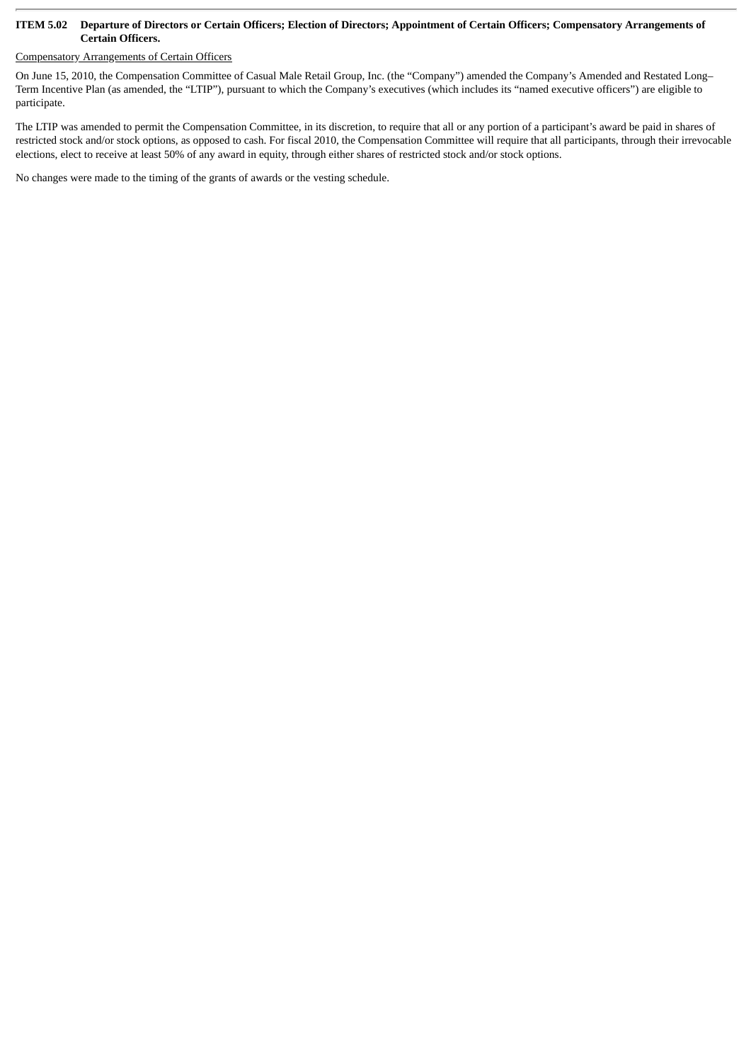**ITEM 5.02 Departure of Directors or Certain Officers; Election of Directors; Appointment of Certain Officers; Compensatory Arrangements of Certain Officers.**

Compensatory Arrangements of Certain Officers

On June 15, 2010, the Compensation Committee of Casual Male Retail Group, Inc. (the "Company") amended the Company's Amended and Restated Long–Term Incentive Plan (as amended, the "LTIP"), pursuant to which the Company's executives (which includes its "named executive officers") are eligible to participate.

The LTIP was amended to permit the Compensation Committee, in its discretion, to require that all or any portion of a participant's award be paid in shares of restricted stock and/or stock options, as opposed to cash. For fiscal 2010, the Compensation Committee will require that all participants, through their irrevocable elections, elect to receive at least 50% of any award in equity, through either shares of restricted stock and/or stock options.

No changes were made to the timing of the grants of awards or the vesting schedule.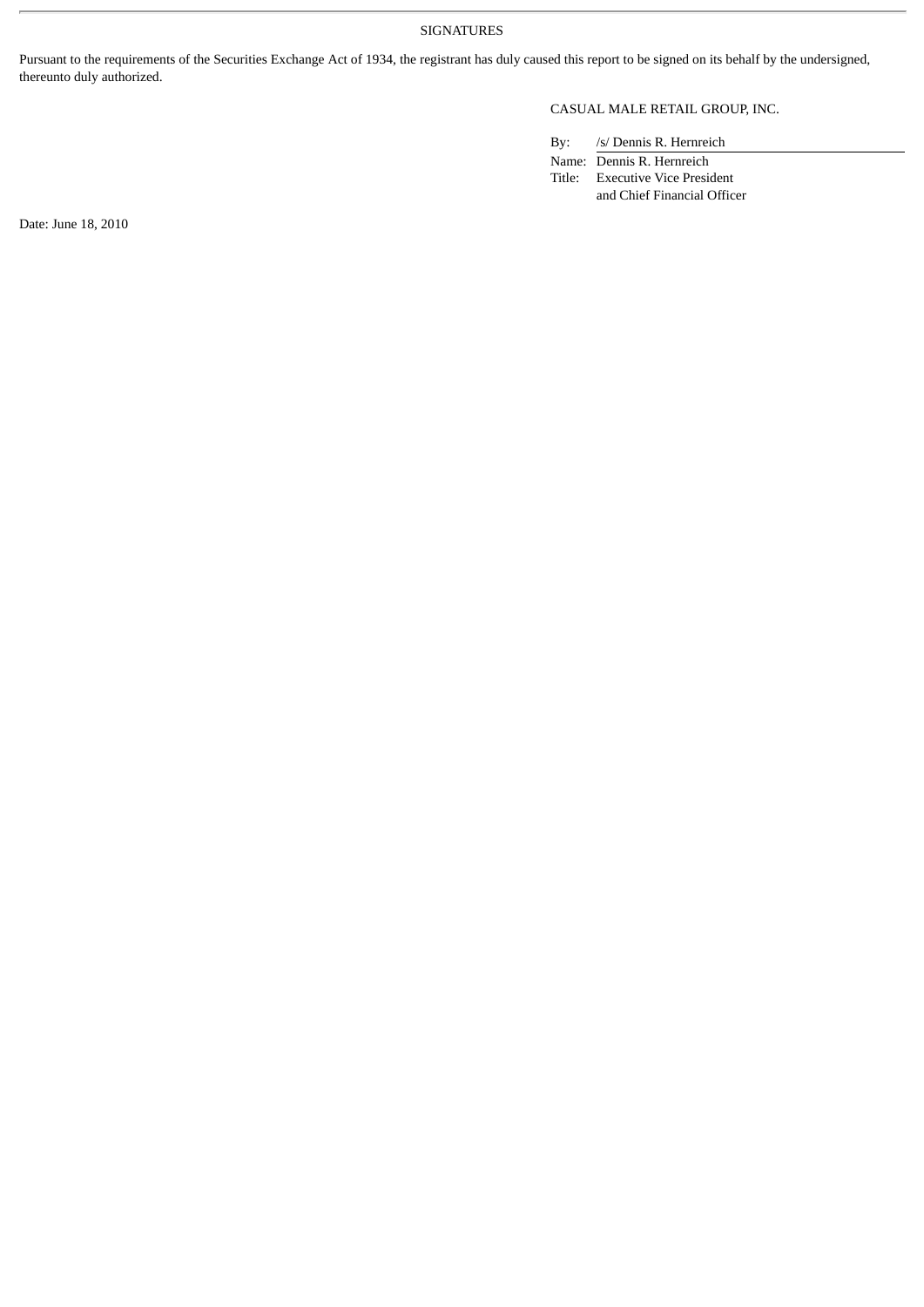SIGNATURES

Pursuant to the requirements of the Securities Exchange Act of 1934, the registrant has duly caused this report to be signed on its behalf by the undersigned, thereunto duly authorized.

CASUAL MALE RETAIL GROUP, INC.

By: /s/ Dennis R. Hernreich
Name: Dennis R. Hernreich
Title: Executive Vice President and Chief Financial Officer

Date: June 18, 2010